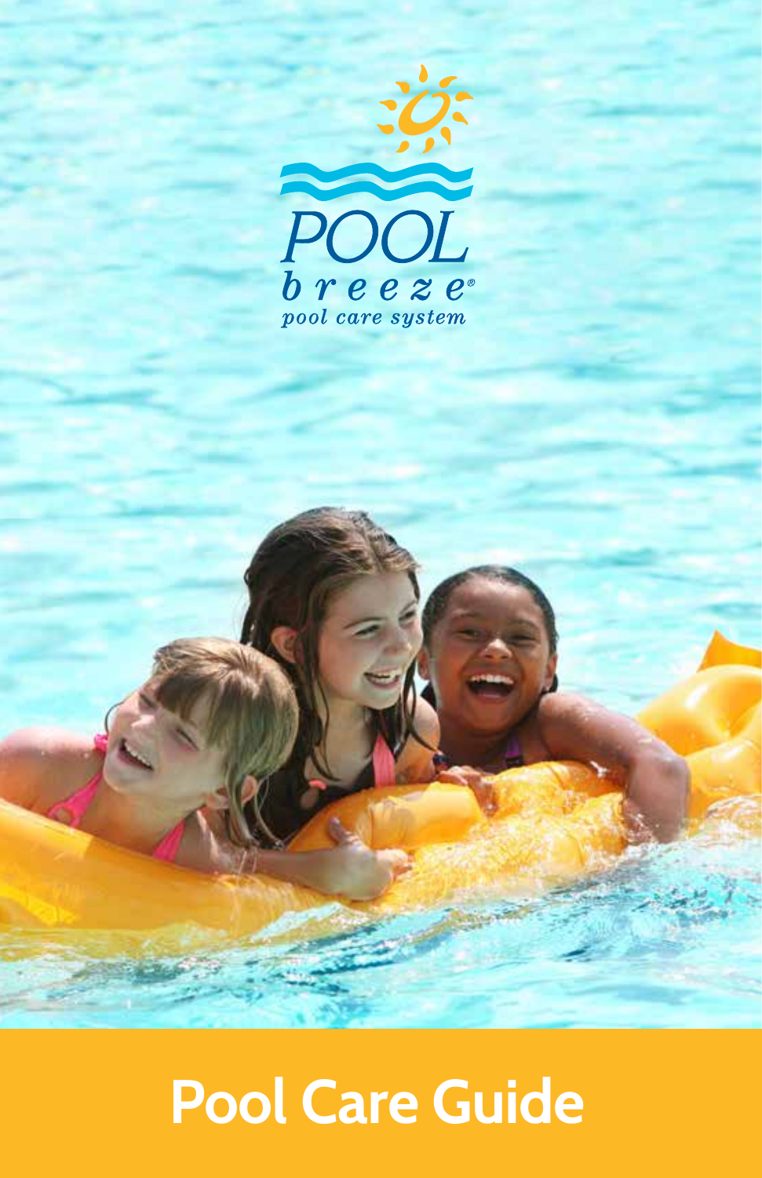POOL
*breeze®*
*pool care system*

# Pool Care Guide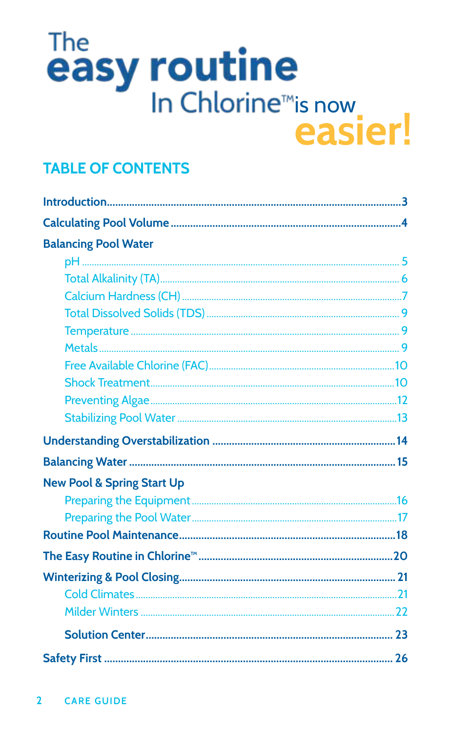# The easy routine In Chlorine™ is now easier!

## TABLE OF CONTENTS

- **Introduction** ... 3
- **Calculating Pool Volume** ... 4
- **Balancing Pool Water**
  - pH ... 5
  - Total Alkalinity (TA) ... 6
  - Calcium Hardness (CH) ... 7
  - Total Dissolved Solids (TDS) ... 9
  - Temperature ... 9
  - Metals ... 9
  - Free Available Chlorine (FAC) ... 10
  - Shock Treatment ... 10
  - Preventing Algae ... 12
  - Stabilizing Pool Water ... 13
- **Understanding Overstabilization** ... 14
- **Balancing Water** ... 15
- **New Pool & Spring Start Up**
  - Preparing the Equipment ... 16
  - Preparing the Pool Water ... 17
- **Routine Pool Maintenance** ... 18
- **The Easy Routine in Chlorine™** ... 20
- **Winterizing & Pool Closing** ... 21
  - Cold Climates ... 21
  - Milder Winters ... 22
  - **Solution Center** ... 23
- **Safety First** ... 26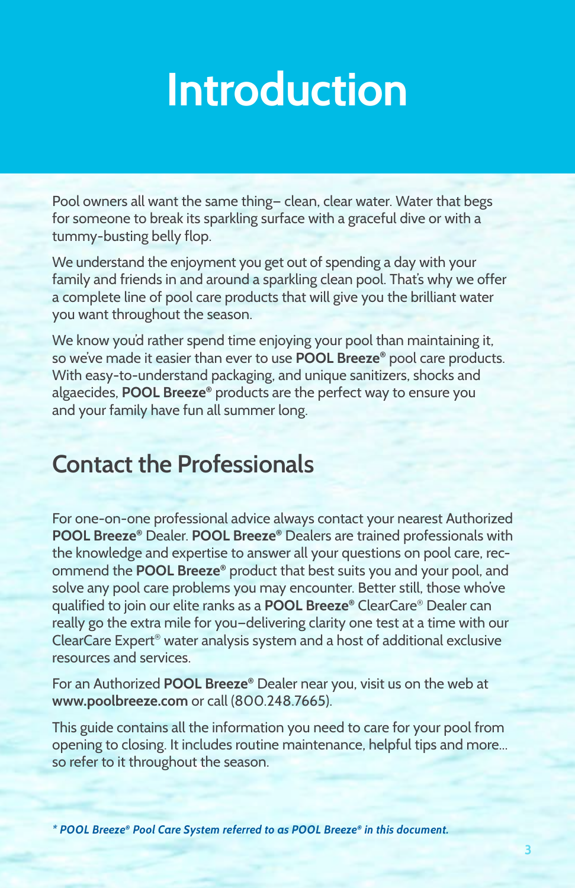# Introduction

Pool owners all want the same thing– clean, clear water. Water that begs for someone to break its sparkling surface with a graceful dive or with a tummy-busting belly flop.

We understand the enjoyment you get out of spending a day with your family and friends in and around a sparkling clean pool. That's why we offer a complete line of pool care products that will give you the brilliant water you want throughout the season.

We know you'd rather spend time enjoying your pool than maintaining it, so we've made it easier than ever to use **POOL Breeze®** pool care products. With easy-to-understand packaging, and unique sanitizers, shocks and algaecides, **POOL Breeze®** products are the perfect way to ensure you and your family have fun all summer long.

## Contact the Professionals

For one-on-one professional advice always contact your nearest Authorized **POOL Breeze®** Dealer. **POOL Breeze®** Dealers are trained professionals with the knowledge and expertise to answer all your questions on pool care, recommend the **POOL Breeze®** product that best suits you and your pool, and solve any pool care problems you may encounter. Better still, those who've qualified to join our elite ranks as a **POOL Breeze®** ClearCare® Dealer can really go the extra mile for you–delivering clarity one test at a time with our ClearCare Expert® water analysis system and a host of additional exclusive resources and services.

For an Authorized **POOL Breeze®** Dealer near you, visit us on the web at **www.poolbreeze.com** or call (800.248.7665).

This guide contains all the information you need to care for your pool from opening to closing. It includes routine maintenance, helpful tips and more... so refer to it throughout the season.

***** *POOL Breeze® Pool Care System referred to as POOL Breeze® in this document.***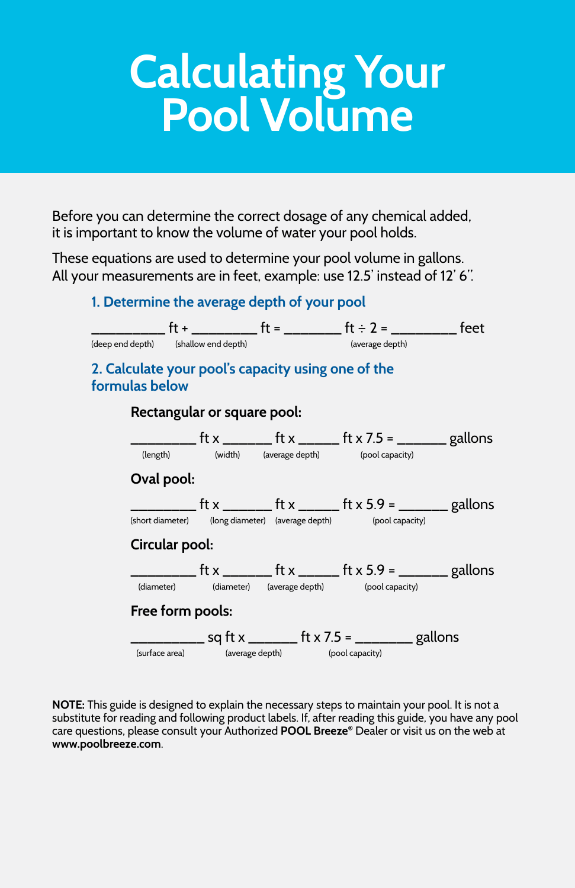# Calculating Your Pool Volume

Before you can determine the correct dosage of any chemical added, it is important to know the volume of water your pool holds.

These equations are used to determine your pool volume in gallons. All your measurements are in feet, example: use 12.5' instead of 12' 6".

### 1. Determine the average depth of your pool

__________ ft + _________ ft = ________ ft ÷ 2 = _________ feet
(deep end depth) (shallow end depth) (average depth)

### 2. Calculate your pool's capacity using one of the formulas below

**Rectangular or square pool:**

_________ ft x _______ ft x ______ ft x 7.5 = _______ gallons
(length) (width) (average depth) (pool capacity)

**Oval pool:**

_________ ft x _______ ft x ______ ft x 5.9 = _______ gallons
(short diameter) (long diameter) (average depth) (pool capacity)

**Circular pool:**

_________ ft x _______ ft x ______ ft x 5.9 = _______ gallons
(diameter) (diameter) (average depth) (pool capacity)

**Free form pools:**

__________ sq ft x _______ ft x 7.5 = ________ gallons
(surface area) (average depth) (pool capacity)

**NOTE:** This guide is designed to explain the necessary steps to maintain your pool. It is not a substitute for reading and following product labels. If, after reading this guide, you have any pool care questions, please consult your Authorized **POOL Breeze®** Dealer or visit us on the web at **www.poolbreeze.com**.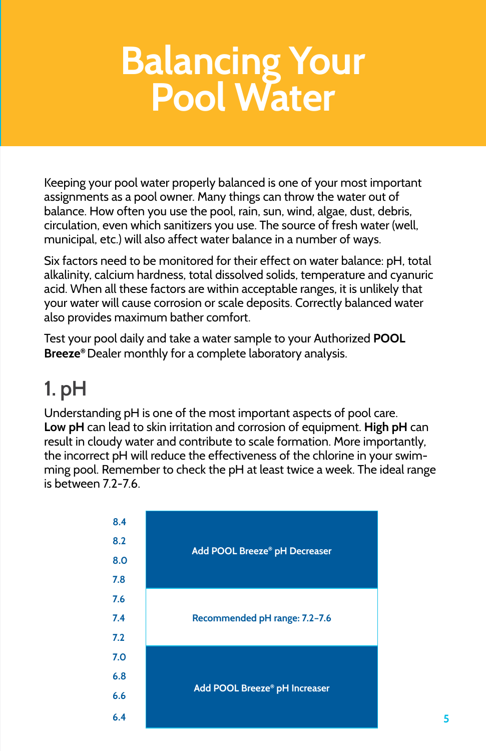# Balancing Your Pool Water

Keeping your pool water properly balanced is one of your most important assignments as a pool owner. Many things can throw the water out of balance. How often you use the pool, rain, sun, wind, algae, dust, debris, circulation, even which sanitizers you use. The source of fresh water (well, municipal, etc.) will also affect water balance in a number of ways.

Six factors need to be monitored for their effect on water balance: pH, total alkalinity, calcium hardness, total dissolved solids, temperature and cyanuric acid. When all these factors are within acceptable ranges, it is unlikely that your water will cause corrosion or scale deposits. Correctly balanced water also provides maximum bather comfort.

Test your pool daily and take a water sample to your Authorized **POOL Breeze®** Dealer monthly for a complete laboratory analysis.

## 1. pH

Understanding pH is one of the most important aspects of pool care. **Low pH** can lead to skin irritation and corrosion of equipment. **High pH** can result in cloudy water and contribute to scale formation. More importantly, the incorrect pH will reduce the effectiveness of the chlorine in your swimming pool. Remember to check the pH at least twice a week. The ideal range is between 7.2-7.6.

| pH | Action |
| --- | --- |
| 8.4 | Add POOL Breeze® pH Decreaser |
| 8.2 | |
| 8.0 | |
| 7.8 | |
| 7.6 | Recommended pH range: 7.2–7.6 |
| 7.4 | |
| 7.2 | |
| 7.0 | Add POOL Breeze® pH Increaser |
| 6.8 | |
| 6.6 | |
| 6.4 | |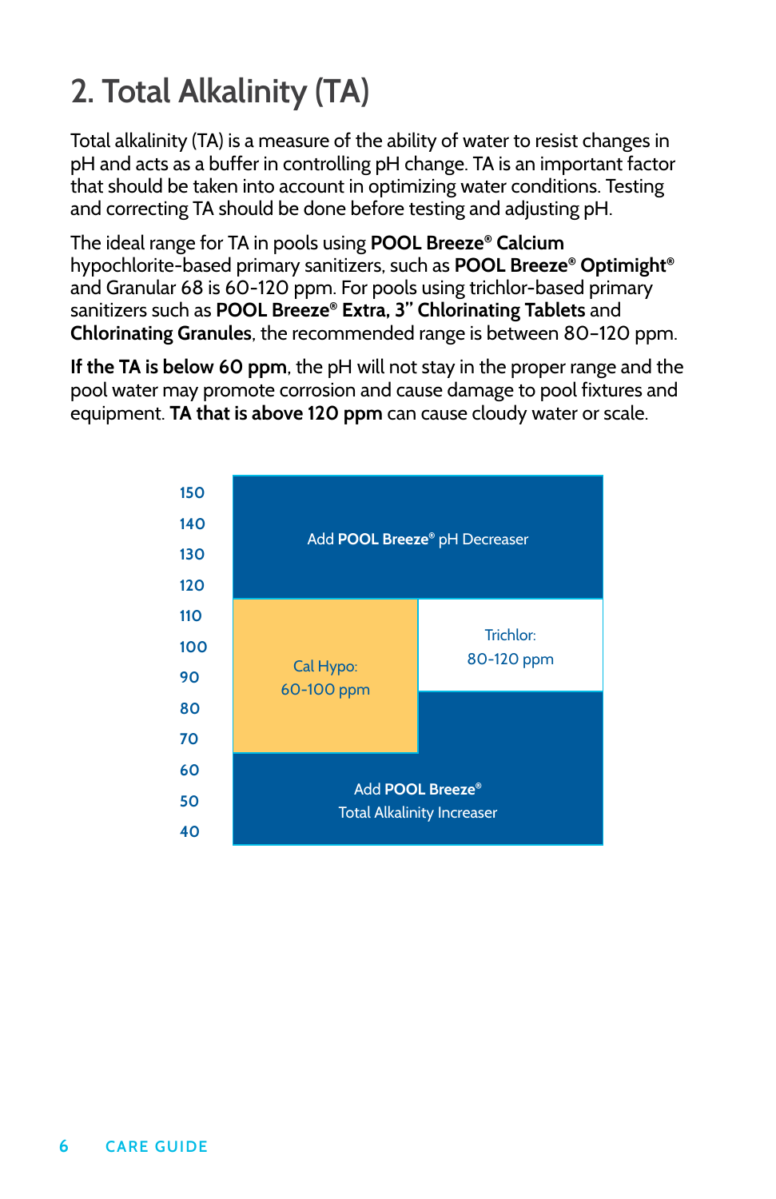## 2. Total Alkalinity (TA)

Total alkalinity (TA) is a measure of the ability of water to resist changes in pH and acts as a buffer in controlling pH change. TA is an important factor that should be taken into account in optimizing water conditions. Testing and correcting TA should be done before testing and adjusting pH.

The ideal range for TA in pools using **POOL Breeze® Calcium** hypochlorite-based primary sanitizers, such as **POOL Breeze® Optimight®** and Granular 68 is 60-120 ppm. For pools using trichlor-based primary sanitizers such as **POOL Breeze® Extra, 3" Chlorinating Tablets** and **Chlorinating Granules**, the recommended range is between 80-120 ppm.

**If the TA is below 60 ppm**, the pH will not stay in the proper range and the pool water may promote corrosion and cause damage to pool fixtures and equipment. **TA that is above 120 ppm** can cause cloudy water or scale.

150
140
130
120
110
100
90
80
70
60
50
40

Add **POOL Breeze®** pH Decreaser

Cal Hypo:
60-100 ppm

Trichlor:
80-120 ppm

Add **POOL Breeze®**
Total Alkalinity Increaser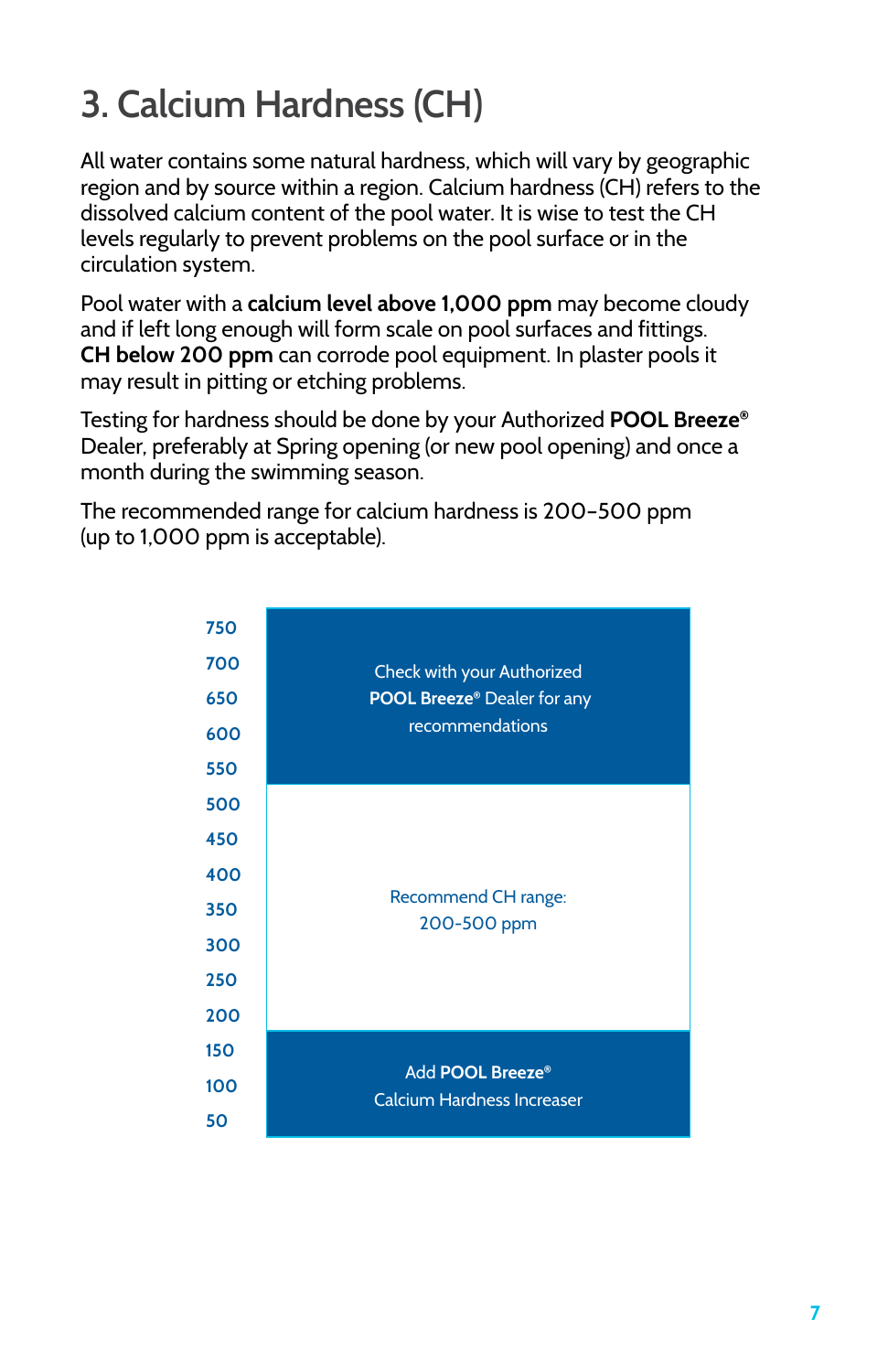# 3. Calcium Hardness (CH)

All water contains some natural hardness, which will vary by geographic region and by source within a region. Calcium hardness (CH) refers to the dissolved calcium content of the pool water. It is wise to test the CH levels regularly to prevent problems on the pool surface or in the circulation system.

Pool water with a **calcium level above 1,000 ppm** may become cloudy and if left long enough will form scale on pool surfaces and fittings. **CH below 200 ppm** can corrode pool equipment. In plaster pools it may result in pitting or etching problems.

Testing for hardness should be done by your Authorized **POOL Breeze®** Dealer, preferably at Spring opening (or new pool opening) and once a month during the swimming season.

The recommended range for calcium hardness is 200-500 ppm (up to 1,000 ppm is acceptable).

| CH (ppm) | |
|---|---|
| 750 – 550 | Check with your Authorized **POOL Breeze®** Dealer for any recommendations |
| 500 – 200 | Recommend CH range: 200-500 ppm |
| 150 – 50 | Add **POOL Breeze®** Calcium Hardness Increaser |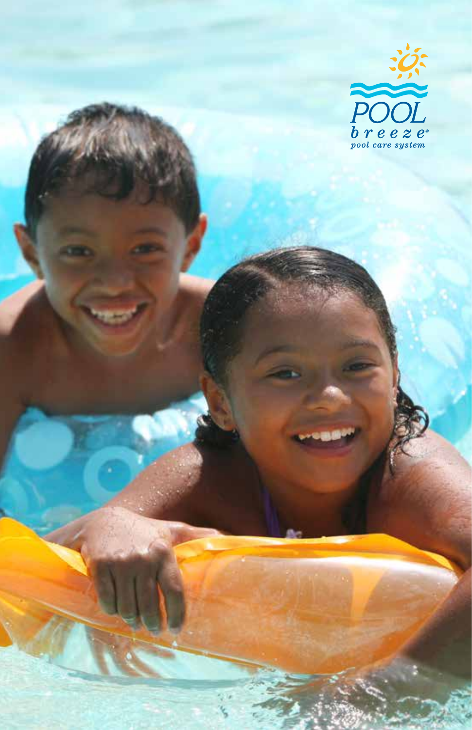POOL

breeze®

pool care system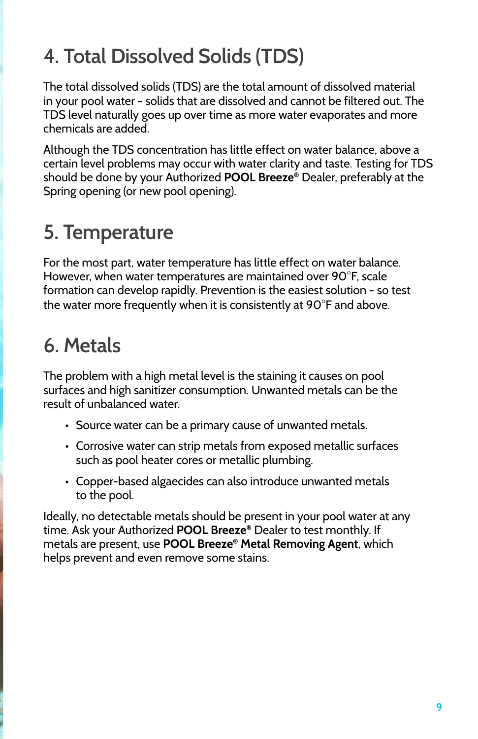## 4. Total Dissolved Solids (TDS)

The total dissolved solids (TDS) are the total amount of dissolved material in your pool water - solids that are dissolved and cannot be filtered out. The TDS level naturally goes up over time as more water evaporates and more chemicals are added.

Although the TDS concentration has little effect on water balance, above a certain level problems may occur with water clarity and taste. Testing for TDS should be done by your Authorized **POOL Breeze®** Dealer, preferably at the Spring opening (or new pool opening).

## 5. Temperature

For the most part, water temperature has little effect on water balance. However, when water temperatures are maintained over 90°F, scale formation can develop rapidly. Prevention is the easiest solution - so test the water more frequently when it is consistently at 90°F and above.

## 6. Metals

The problem with a high metal level is the staining it causes on pool surfaces and high sanitizer consumption. Unwanted metals can be the result of unbalanced water.

- Source water can be a primary cause of unwanted metals.
- Corrosive water can strip metals from exposed metallic surfaces such as pool heater cores or metallic plumbing.
- Copper-based algaecides can also introduce unwanted metals to the pool.

Ideally, no detectable metals should be present in your pool water at any time. Ask your Authorized **POOL Breeze®** Dealer to test monthly. If metals are present, use **POOL Breeze® Metal Removing Agent**, which helps prevent and even remove some stains.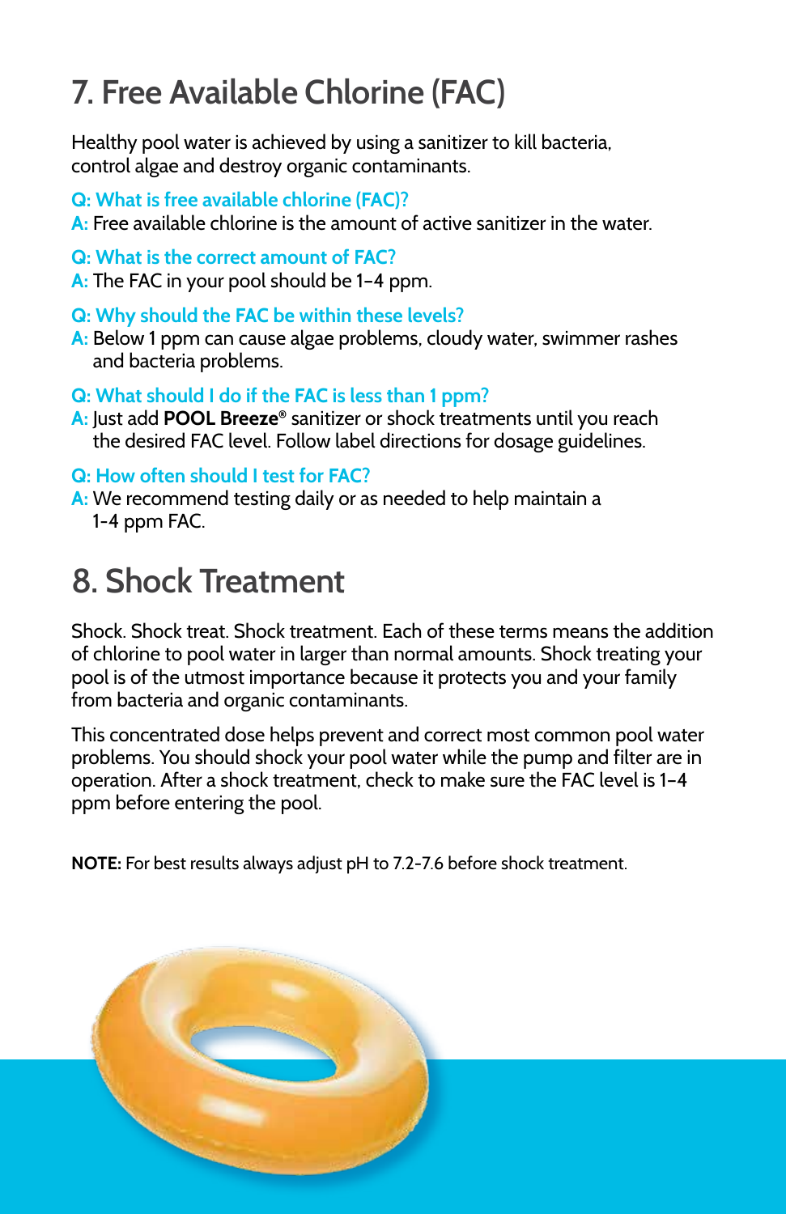## 7. Free Available Chlorine (FAC)

Healthy pool water is achieved by using a sanitizer to kill bacteria, control algae and destroy organic contaminants.

**Q: What is free available chlorine (FAC)?**
A: Free available chlorine is the amount of active sanitizer in the water.

**Q: What is the correct amount of FAC?**
A: The FAC in your pool should be 1–4 ppm.

**Q: Why should the FAC be within these levels?**
A: Below 1 ppm can cause algae problems, cloudy water, swimmer rashes and bacteria problems.

**Q: What should I do if the FAC is less than 1 ppm?**
A: Just add **POOL Breeze®** sanitizer or shock treatments until you reach the desired FAC level. Follow label directions for dosage guidelines.

**Q: How often should I test for FAC?**
A: We recommend testing daily or as needed to help maintain a 1-4 ppm FAC.

## 8. Shock Treatment

Shock. Shock treat. Shock treatment. Each of these terms means the addition of chlorine to pool water in larger than normal amounts. Shock treating your pool is of the utmost importance because it protects you and your family from bacteria and organic contaminants.

This concentrated dose helps prevent and correct most common pool water problems. You should shock your pool water while the pump and filter are in operation. After a shock treatment, check to make sure the FAC level is 1–4 ppm before entering the pool.

**NOTE:** For best results always adjust pH to 7.2-7.6 before shock treatment.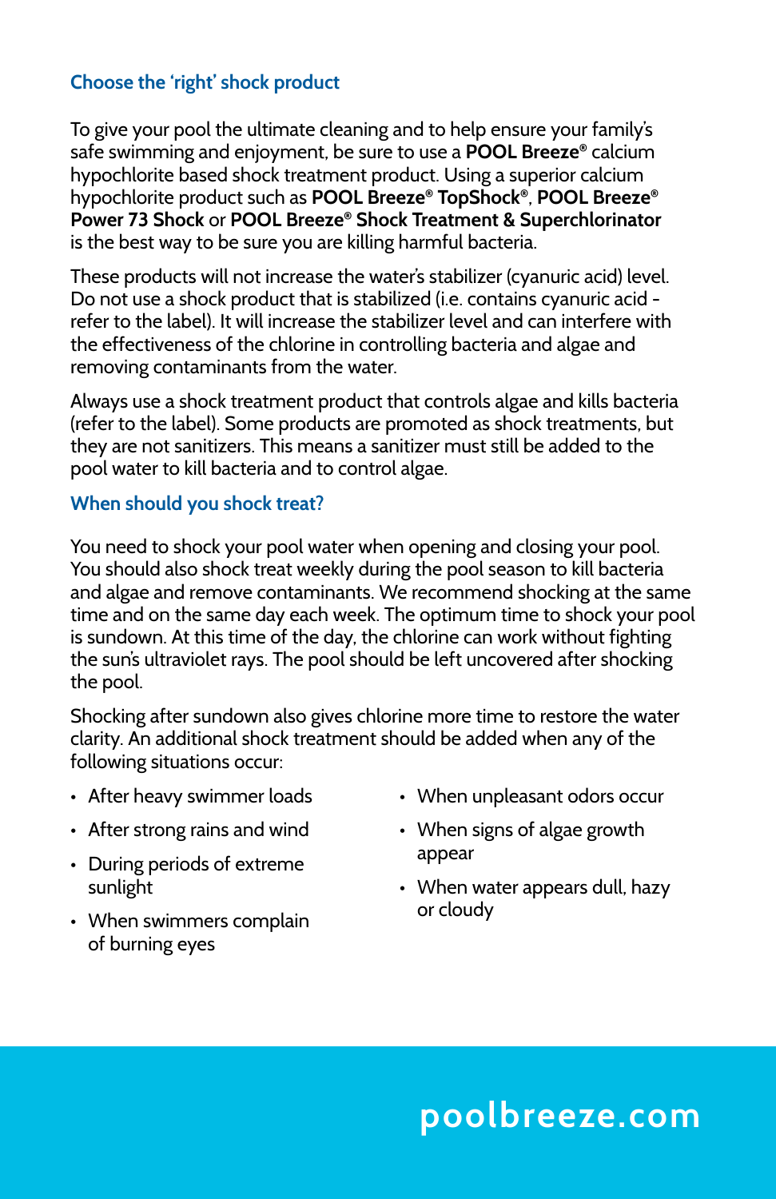## Choose the 'right' shock product

To give your pool the ultimate cleaning and to help ensure your family's safe swimming and enjoyment, be sure to use a **POOL Breeze®** calcium hypochlorite based shock treatment product. Using a superior calcium hypochlorite product such as **POOL Breeze® TopShock®**, **POOL Breeze® Power 73 Shock** or **POOL Breeze® Shock Treatment & Superchlorinator** is the best way to be sure you are killing harmful bacteria.

These products will not increase the water's stabilizer (cyanuric acid) level. Do not use a shock product that is stabilized (i.e. contains cyanuric acid - refer to the label). It will increase the stabilizer level and can interfere with the effectiveness of the chlorine in controlling bacteria and algae and removing contaminants from the water.

Always use a shock treatment product that controls algae and kills bacteria (refer to the label). Some products are promoted as shock treatments, but they are not sanitizers. This means a sanitizer must still be added to the pool water to kill bacteria and to control algae.

## When should you shock treat?

You need to shock your pool water when opening and closing your pool. You should also shock treat weekly during the pool season to kill bacteria and algae and remove contaminants. We recommend shocking at the same time and on the same day each week. The optimum time to shock your pool is sundown. At this time of the day, the chlorine can work without fighting the sun's ultraviolet rays. The pool should be left uncovered after shocking the pool.

Shocking after sundown also gives chlorine more time to restore the water clarity. An additional shock treatment should be added when any of the following situations occur:

- After heavy swimmer loads
- After strong rains and wind
- During periods of extreme sunlight
- When swimmers complain of burning eyes
- When unpleasant odors occur
- When signs of algae growth appear
- When water appears dull, hazy or cloudy

poolbreeze.com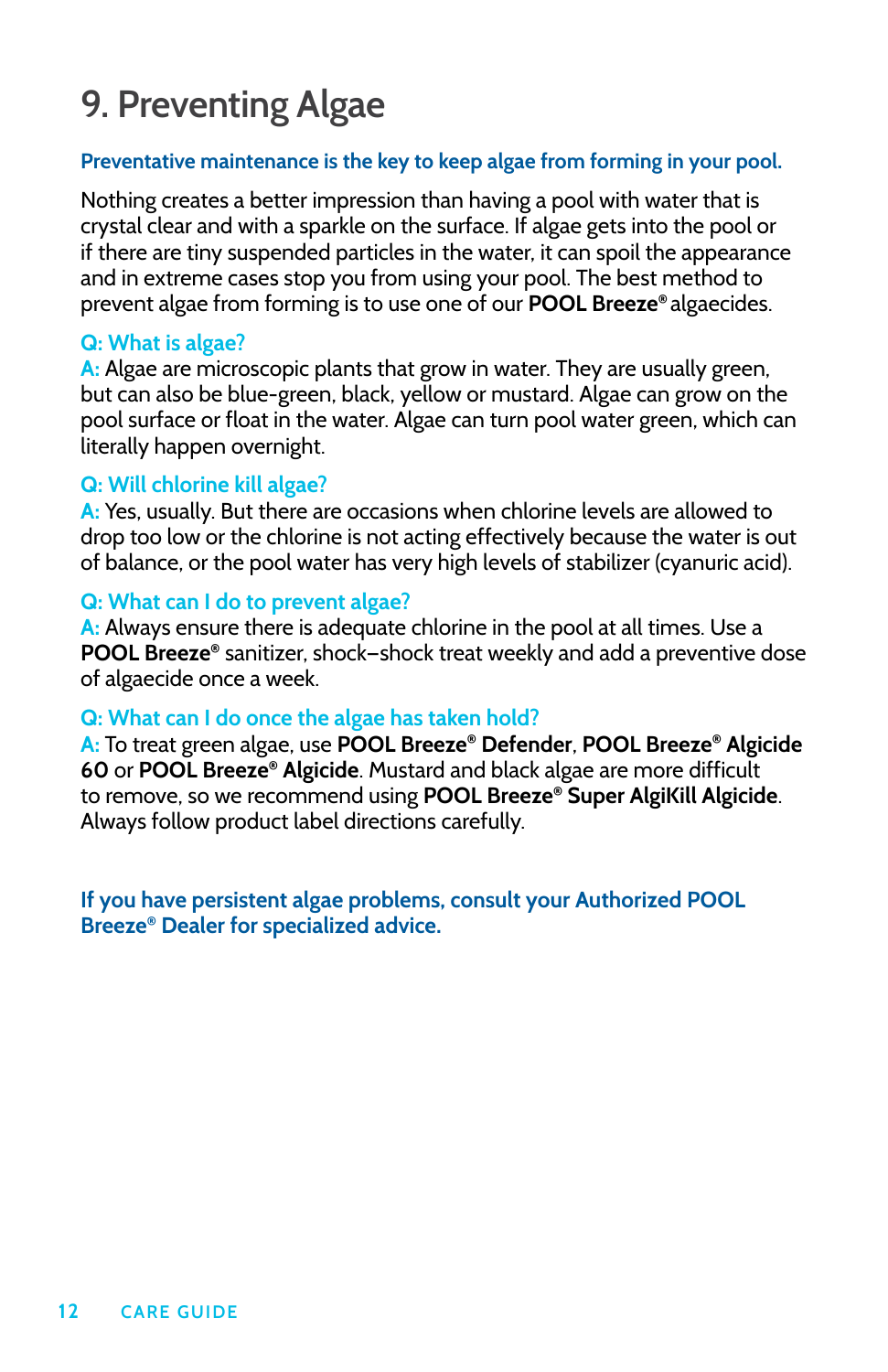# 9. Preventing Algae

**Preventative maintenance is the key to keep algae from forming in your pool.**

Nothing creates a better impression than having a pool with water that is crystal clear and with a sparkle on the surface. If algae gets into the pool or if there are tiny suspended particles in the water, it can spoil the appearance and in extreme cases stop you from using your pool. The best method to prevent algae from forming is to use one of our **POOL Breeze®** algaecides.

**Q: What is algae?**
A: Algae are microscopic plants that grow in water. They are usually green, but can also be blue-green, black, yellow or mustard. Algae can grow on the pool surface or float in the water. Algae can turn pool water green, which can literally happen overnight.

**Q: Will chlorine kill algae?**
A: Yes, usually. But there are occasions when chlorine levels are allowed to drop too low or the chlorine is not acting effectively because the water is out of balance, or the pool water has very high levels of stabilizer (cyanuric acid).

**Q: What can I do to prevent algae?**
A: Always ensure there is adequate chlorine in the pool at all times. Use a **POOL Breeze®** sanitizer, shock–shock treat weekly and add a preventive dose of algaecide once a week.

**Q: What can I do once the algae has taken hold?**
A: To treat green algae, use **POOL Breeze® Defender**, **POOL Breeze® Algicide 60** or **POOL Breeze® Algicide**. Mustard and black algae are more difficult to remove, so we recommend using **POOL Breeze® Super AlgiKill Algicide**. Always follow product label directions carefully.

**If you have persistent algae problems, consult your Authorized POOL Breeze® Dealer for specialized advice.**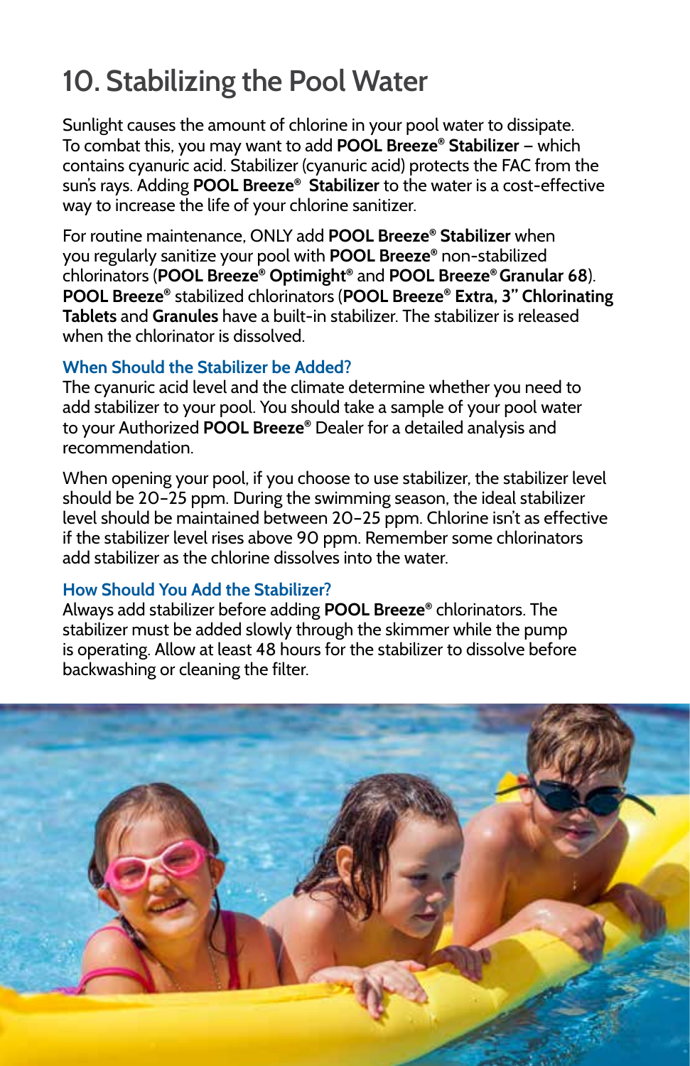# 10. Stabilizing the Pool Water

Sunlight causes the amount of chlorine in your pool water to dissipate. To combat this, you may want to add **POOL Breeze® Stabilizer** – which contains cyanuric acid. Stabilizer (cyanuric acid) protects the FAC from the sun's rays. Adding **POOL Breeze® Stabilizer** to the water is a cost-effective way to increase the life of your chlorine sanitizer.

For routine maintenance, ONLY add **POOL Breeze® Stabilizer** when you regularly sanitize your pool with **POOL Breeze®** non-stabilized chlorinators (**POOL Breeze® Optimight®** and **POOL Breeze® Granular 68**). **POOL Breeze®** stabilized chlorinators (**POOL Breeze® Extra, 3" Chlorinating Tablets** and **Granules** have a built-in stabilizer. The stabilizer is released when the chlorinator is dissolved.

### When Should the Stabilizer be Added?

The cyanuric acid level and the climate determine whether you need to add stabilizer to your pool. You should take a sample of your pool water to your Authorized **POOL Breeze®** Dealer for a detailed analysis and recommendation.

When opening your pool, if you choose to use stabilizer, the stabilizer level should be 20-25 ppm. During the swimming season, the ideal stabilizer level should be maintained between 20-25 ppm. Chlorine isn't as effective if the stabilizer level rises above 90 ppm. Remember some chlorinators add stabilizer as the chlorine dissolves into the water.

### How Should You Add the Stabilizer?

Always add stabilizer before adding **POOL Breeze®** chlorinators. The stabilizer must be added slowly through the skimmer while the pump is operating. Allow at least 48 hours for the stabilizer to dissolve before backwashing or cleaning the filter.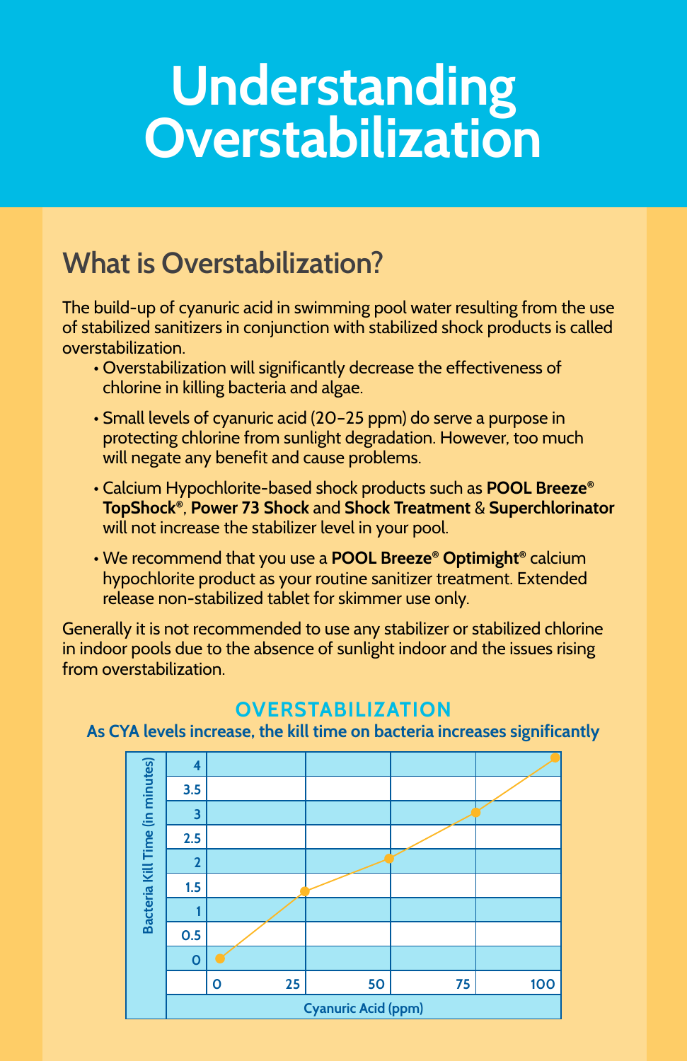# Understanding Overstabilization

## What is Overstabilization?

The build-up of cyanuric acid in swimming pool water resulting from the use of stabilized sanitizers in conjunction with stabilized shock products is called overstabilization.

- Overstabilization will significantly decrease the effectiveness of chlorine in killing bacteria and algae.
- Small levels of cyanuric acid (20–25 ppm) do serve a purpose in protecting chlorine from sunlight degradation. However, too much will negate any benefit and cause problems.
- Calcium Hypochlorite-based shock products such as **POOL Breeze® TopShock®**, **Power 73 Shock** and **Shock Treatment** & **Superchlorinator** will not increase the stabilizer level in your pool.
- We recommend that you use a **POOL Breeze® Optimight®** calcium hypochlorite product as your routine sanitizer treatment. Extended release non-stabilized tablet for skimmer use only.

Generally it is not recommended to use any stabilizer or stabilized chlorine in indoor pools due to the absence of sunlight indoor and the issues rising from overstabilization.

### OVERSTABILIZATION

**As CYA levels increase, the kill time on bacteria increases significantly**

| Cyanuric Acid (ppm) | Bacteria Kill Time (in minutes) |
|---|---|
| 0 | 0 |
| 25 | 1.4 |
| 50 | 2.1 |
| 75 | 3.0 |
| 100 | 4.1 |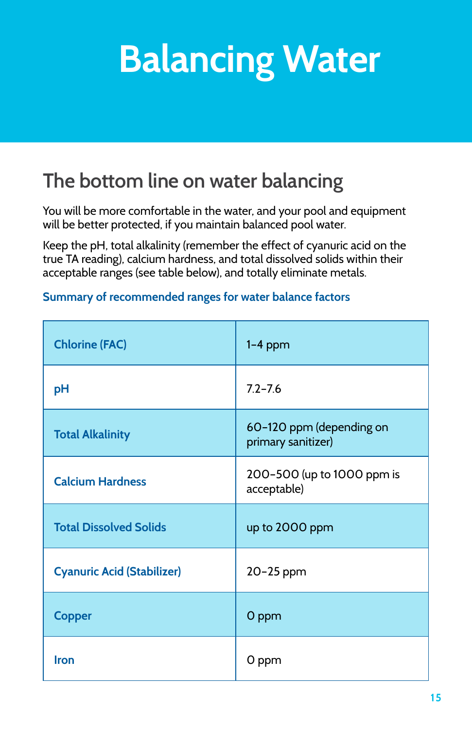# Balancing Water

## The bottom line on water balancing

You will be more comfortable in the water, and your pool and equipment will be better protected, if you maintain balanced pool water.

Keep the pH, total alkalinity (remember the effect of cyanuric acid on the true TA reading), calcium hardness, and total dissolved solids within their acceptable ranges (see table below), and totally eliminate metals.

### Summary of recommended ranges for water balance factors

| Factor | Recommended range |
| --- | --- |
| Chlorine (FAC) | 1–4 ppm |
| pH | 7.2–7.6 |
| Total Alkalinity | 60–120 ppm (depending on primary sanitizer) |
| Calcium Hardness | 200–500 (up to 1000 ppm is acceptable) |
| Total Dissolved Solids | up to 2000 ppm |
| Cyanuric Acid (Stabilizer) | 20–25 ppm |
| Copper | 0 ppm |
| Iron | 0 ppm |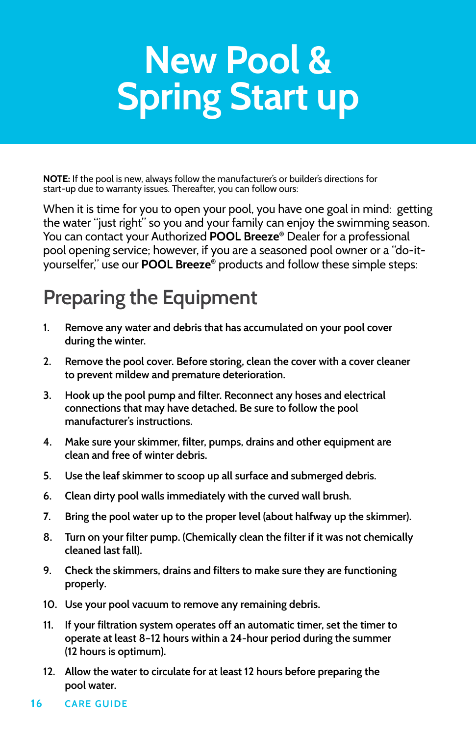# New Pool & Spring Start up

**NOTE:** If the pool is new, always follow the manufacturer's or builder's directions for start-up due to warranty issues. Thereafter, you can follow ours:

When it is time for you to open your pool, you have one goal in mind: getting the water "just right" so you and your family can enjoy the swimming season. You can contact your Authorized **POOL Breeze®** Dealer for a professional pool opening service; however, if you are a seasoned pool owner or a "do-it-yourselfer," use our **POOL Breeze®** products and follow these simple steps:

## Preparing the Equipment

1. Remove any water and debris that has accumulated on your pool cover during the winter.
2. Remove the pool cover. Before storing, clean the cover with a cover cleaner to prevent mildew and premature deterioration.
3. Hook up the pool pump and filter. Reconnect any hoses and electrical connections that may have detached. Be sure to follow the pool manufacturer's instructions.
4. Make sure your skimmer, filter, pumps, drains and other equipment are clean and free of winter debris.
5. Use the leaf skimmer to scoop up all surface and submerged debris.
6. Clean dirty pool walls immediately with the curved wall brush.
7. Bring the pool water up to the proper level (about halfway up the skimmer).
8. Turn on your filter pump. (Chemically clean the filter if it was not chemically cleaned last fall).
9. Check the skimmers, drains and filters to make sure they are functioning properly.
10. Use your pool vacuum to remove any remaining debris.
11. If your filtration system operates off an automatic timer, set the timer to operate at least 8–12 hours within a 24-hour period during the summer (12 hours is optimum).
12. Allow the water to circulate for at least 12 hours before preparing the pool water.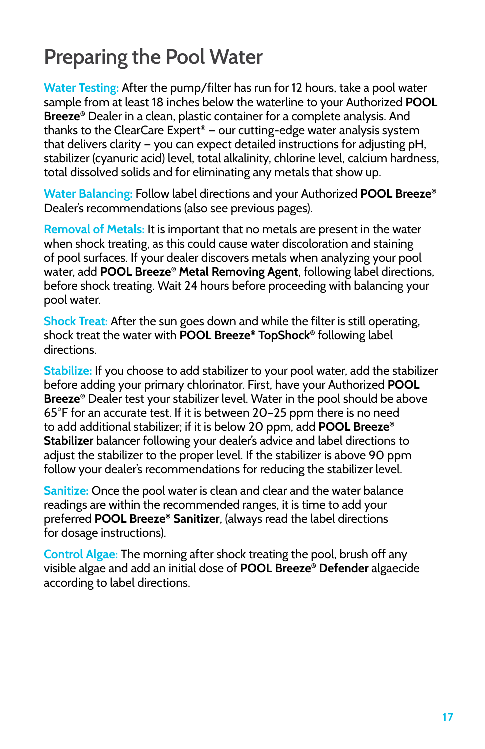# Preparing the Pool Water

**Water Testing:** After the pump/filter has run for 12 hours, take a pool water sample from at least 18 inches below the waterline to your Authorized **POOL Breeze®** Dealer in a clean, plastic container for a complete analysis. And thanks to the ClearCare Expert® – our cutting-edge water analysis system that delivers clarity – you can expect detailed instructions for adjusting pH, stabilizer (cyanuric acid) level, total alkalinity, chlorine level, calcium hardness, total dissolved solids and for eliminating any metals that show up.

**Water Balancing:** Follow label directions and your Authorized **POOL Breeze®** Dealer's recommendations (also see previous pages).

**Removal of Metals:** It is important that no metals are present in the water when shock treating, as this could cause water discoloration and staining of pool surfaces. If your dealer discovers metals when analyzing your pool water, add **POOL Breeze® Metal Removing Agent**, following label directions, before shock treating. Wait 24 hours before proceeding with balancing your pool water.

**Shock Treat:** After the sun goes down and while the filter is still operating, shock treat the water with **POOL Breeze® TopShock®** following label directions.

**Stabilize:** If you choose to add stabilizer to your pool water, add the stabilizer before adding your primary chlorinator. First, have your Authorized **POOL Breeze®** Dealer test your stabilizer level. Water in the pool should be above 65°F for an accurate test. If it is between 20–25 ppm there is no need to add additional stabilizer; if it is below 20 ppm, add **POOL Breeze® Stabilizer** balancer following your dealer's advice and label directions to adjust the stabilizer to the proper level. If the stabilizer is above 90 ppm follow your dealer's recommendations for reducing the stabilizer level.

**Sanitize:** Once the pool water is clean and clear and the water balance readings are within the recommended ranges, it is time to add your preferred **POOL Breeze® Sanitizer**, (always read the label directions for dosage instructions).

**Control Algae:** The morning after shock treating the pool, brush off any visible algae and add an initial dose of **POOL Breeze® Defender** algaecide according to label directions.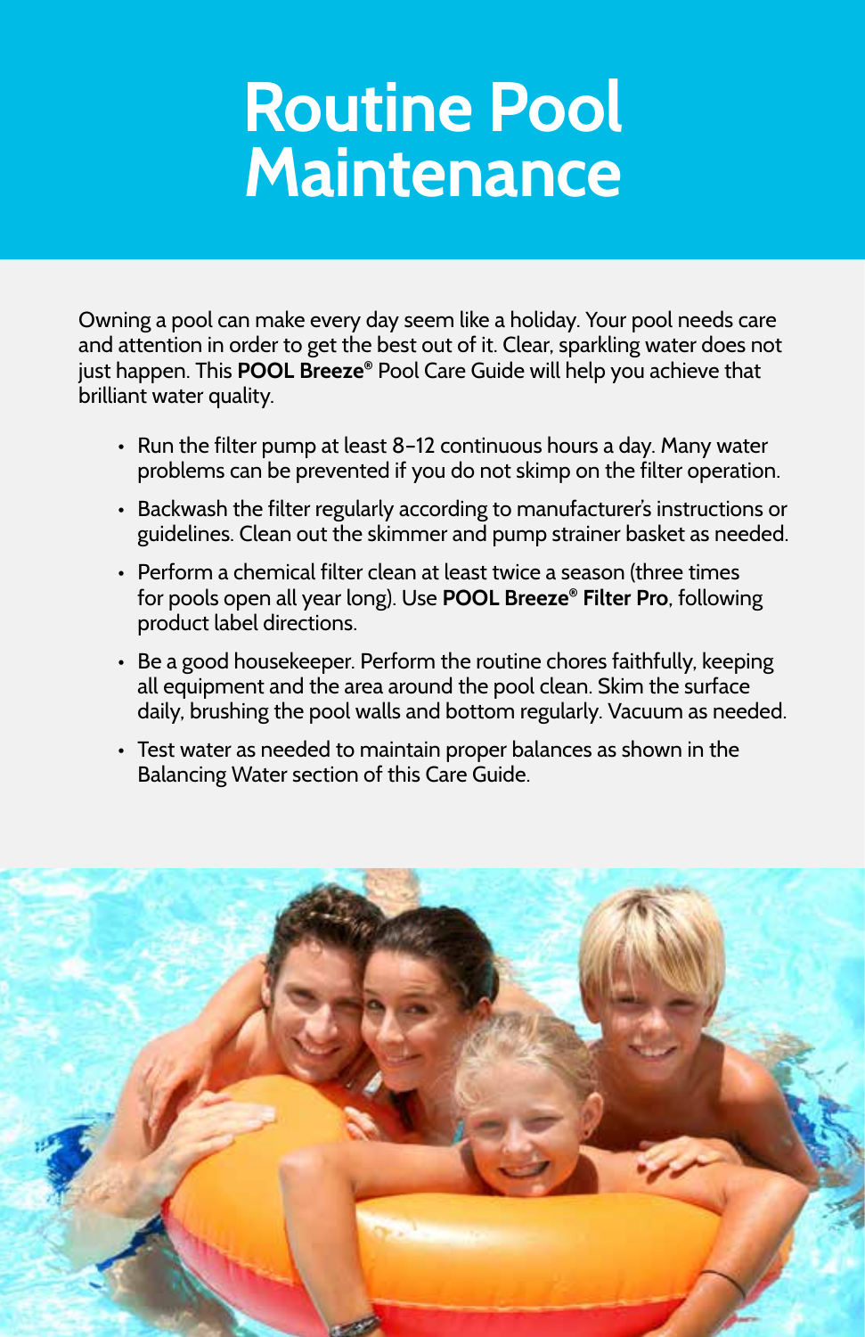# Routine Pool Maintenance

Owning a pool can make every day seem like a holiday. Your pool needs care and attention in order to get the best out of it. Clear, sparkling water does not just happen. This **POOL Breeze®** Pool Care Guide will help you achieve that brilliant water quality.

- Run the filter pump at least 8–12 continuous hours a day. Many water problems can be prevented if you do not skimp on the filter operation.
- Backwash the filter regularly according to manufacturer's instructions or guidelines. Clean out the skimmer and pump strainer basket as needed.
- Perform a chemical filter clean at least twice a season (three times for pools open all year long). Use **POOL Breeze® Filter Pro**, following product label directions.
- Be a good housekeeper. Perform the routine chores faithfully, keeping all equipment and the area around the pool clean. Skim the surface daily, brushing the pool walls and bottom regularly. Vacuum as needed.
- Test water as needed to maintain proper balances as shown in the Balancing Water section of this Care Guide.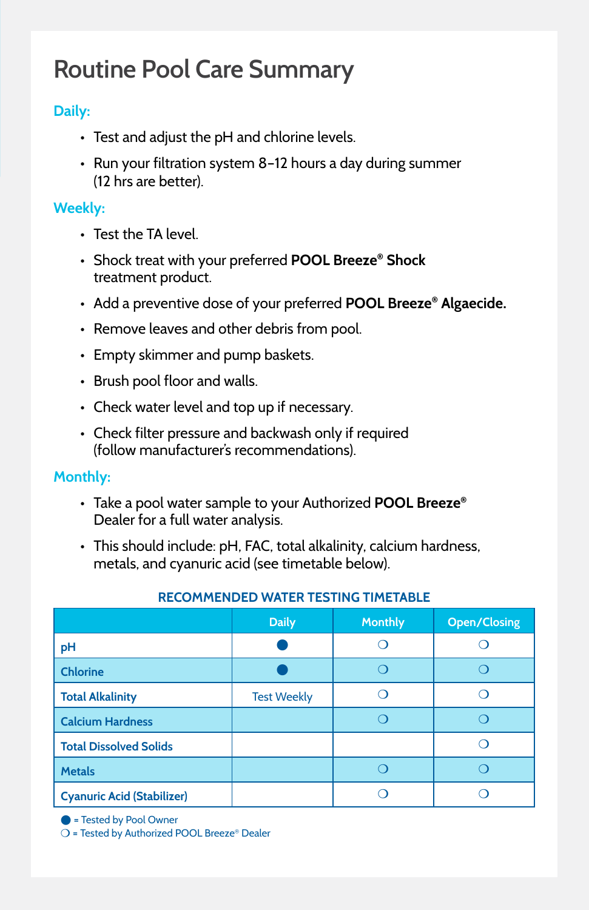# Routine Pool Care Summary

## Daily:

- Test and adjust the pH and chlorine levels.
- Run your filtration system 8–12 hours a day during summer (12 hrs are better).

## Weekly:

- Test the TA level.
- Shock treat with your preferred **POOL Breeze® Shock** treatment product.
- Add a preventive dose of your preferred **POOL Breeze® Algaecide.**
- Remove leaves and other debris from pool.
- Empty skimmer and pump baskets.
- Brush pool floor and walls.
- Check water level and top up if necessary.
- Check filter pressure and backwash only if required (follow manufacturer's recommendations).

## Monthly:

- Take a pool water sample to your Authorized **POOL Breeze®** Dealer for a full water analysis.
- This should include: pH, FAC, total alkalinity, calcium hardness, metals, and cyanuric acid (see timetable below).

**RECOMMENDED WATER TESTING TIMETABLE**

| | Daily | Monthly | Open/Closing |
|---|---|---|---|
| pH | ● | ❍ | ❍ |
| Chlorine | ● | ❍ | ❍ |
| Total Alkalinity | Test Weekly | ❍ | ❍ |
| Calcium Hardness | | ❍ | ❍ |
| Total Dissolved Solids | | | ❍ |
| Metals | | ❍ | ❍ |
| Cyanuric Acid (Stabilizer) | | ❍ | ❍ |

● = Tested by Pool Owner
❍ = Tested by Authorized POOL Breeze® Dealer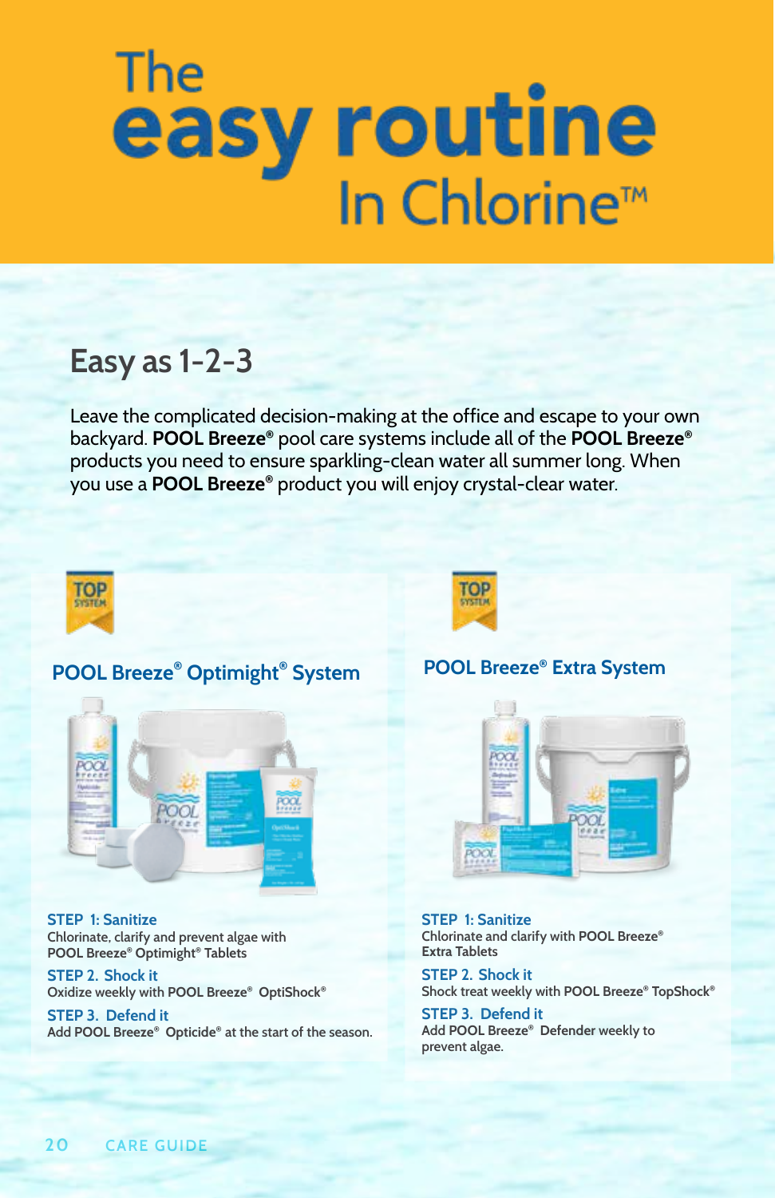# The easy routine In Chlorine™

## Easy as 1-2-3

Leave the complicated decision-making at the office and escape to your own backyard. **POOL Breeze®** pool care systems include all of the **POOL Breeze®** products you need to ensure sparkling-clean water all summer long. When you use a **POOL Breeze®** product you will enjoy crystal-clear water.

TOP SYSTEM

### POOL Breeze® Optimight® System

**STEP 1: Sanitize**
Chlorinate, clarify and prevent algae with POOL Breeze® Optimight® Tablets

**STEP 2. Shock it**
Oxidize weekly with POOL Breeze® OptiShock®

**STEP 3. Defend it**
Add POOL Breeze® Opticide® at the start of the season.

TOP SYSTEM

### POOL Breeze® Extra System

**STEP 1: Sanitize**
Chlorinate and clarify with POOL Breeze® Extra Tablets

**STEP 2. Shock it**
Shock treat weekly with POOL Breeze® TopShock®

**STEP 3. Defend it**
Add POOL Breeze® Defender weekly to prevent algae.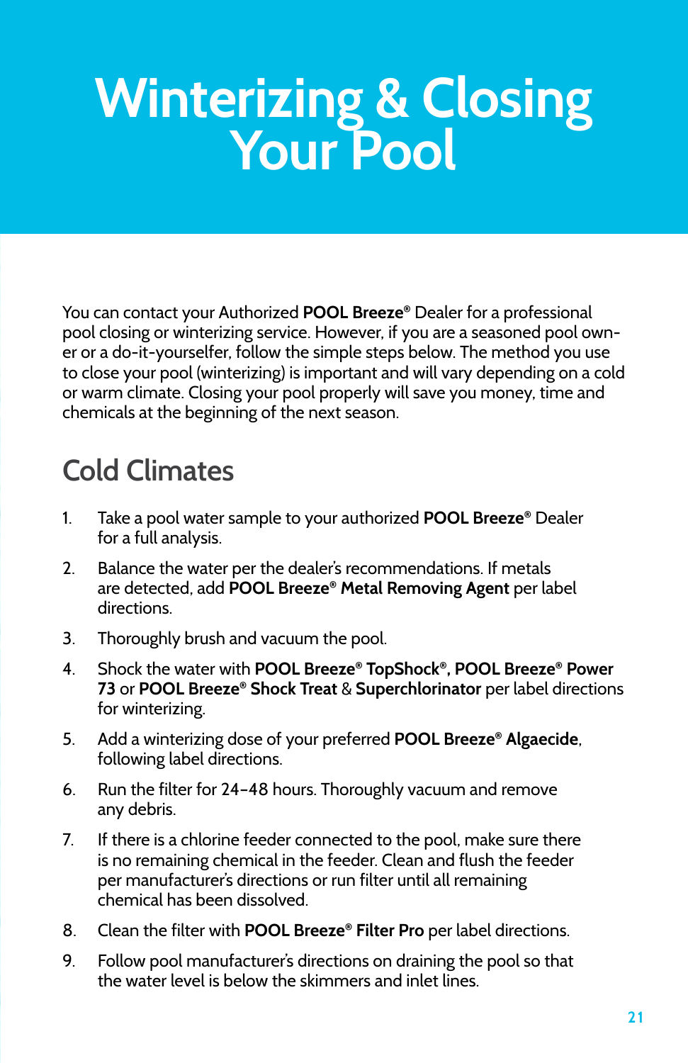# Winterizing & Closing Your Pool

You can contact your Authorized **POOL Breeze®** Dealer for a professional pool closing or winterizing service. However, if you are a seasoned pool owner or a do-it-yourselfer, follow the simple steps below. The method you use to close your pool (winterizing) is important and will vary depending on a cold or warm climate. Closing your pool properly will save you money, time and chemicals at the beginning of the next season.

## Cold Climates

1. Take a pool water sample to your authorized **POOL Breeze®** Dealer for a full analysis.
2. Balance the water per the dealer's recommendations. If metals are detected, add **POOL Breeze® Metal Removing Agent** per label directions.
3. Thoroughly brush and vacuum the pool.
4. Shock the water with **POOL Breeze® TopShock®, POOL Breeze® Power 73** or **POOL Breeze® Shock Treat** & **Superchlorinator** per label directions for winterizing.
5. Add a winterizing dose of your preferred **POOL Breeze® Algaecide**, following label directions.
6. Run the filter for 24–48 hours. Thoroughly vacuum and remove any debris.
7. If there is a chlorine feeder connected to the pool, make sure there is no remaining chemical in the feeder. Clean and flush the feeder per manufacturer's directions or run filter until all remaining chemical has been dissolved.
8. Clean the filter with **POOL Breeze® Filter Pro** per label directions.
9. Follow pool manufacturer's directions on draining the pool so that the water level is below the skimmers and inlet lines.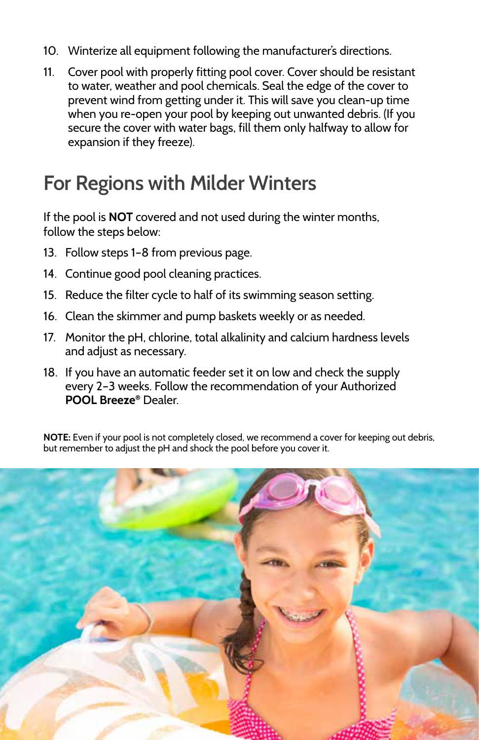10. Winterize all equipment following the manufacturer's directions.

11. Cover pool with properly fitting pool cover. Cover should be resistant to water, weather and pool chemicals. Seal the edge of the cover to prevent wind from getting under it. This will save you clean-up time when you re-open your pool by keeping out unwanted debris. (If you secure the cover with water bags, fill them only halfway to allow for expansion if they freeze).

## For Regions with Milder Winters

If the pool is **NOT** covered and not used during the winter months, follow the steps below:

13. Follow steps 1–8 from previous page.

14. Continue good pool cleaning practices.

15. Reduce the filter cycle to half of its swimming season setting.

16. Clean the skimmer and pump baskets weekly or as needed.

17. Monitor the pH, chlorine, total alkalinity and calcium hardness levels and adjust as necessary.

18. If you have an automatic feeder set it on low and check the supply every 2–3 weeks. Follow the recommendation of your Authorized **POOL Breeze®** Dealer.

**NOTE:** Even if your pool is not completely closed, we recommend a cover for keeping out debris, but remember to adjust the pH and shock the pool before you cover it.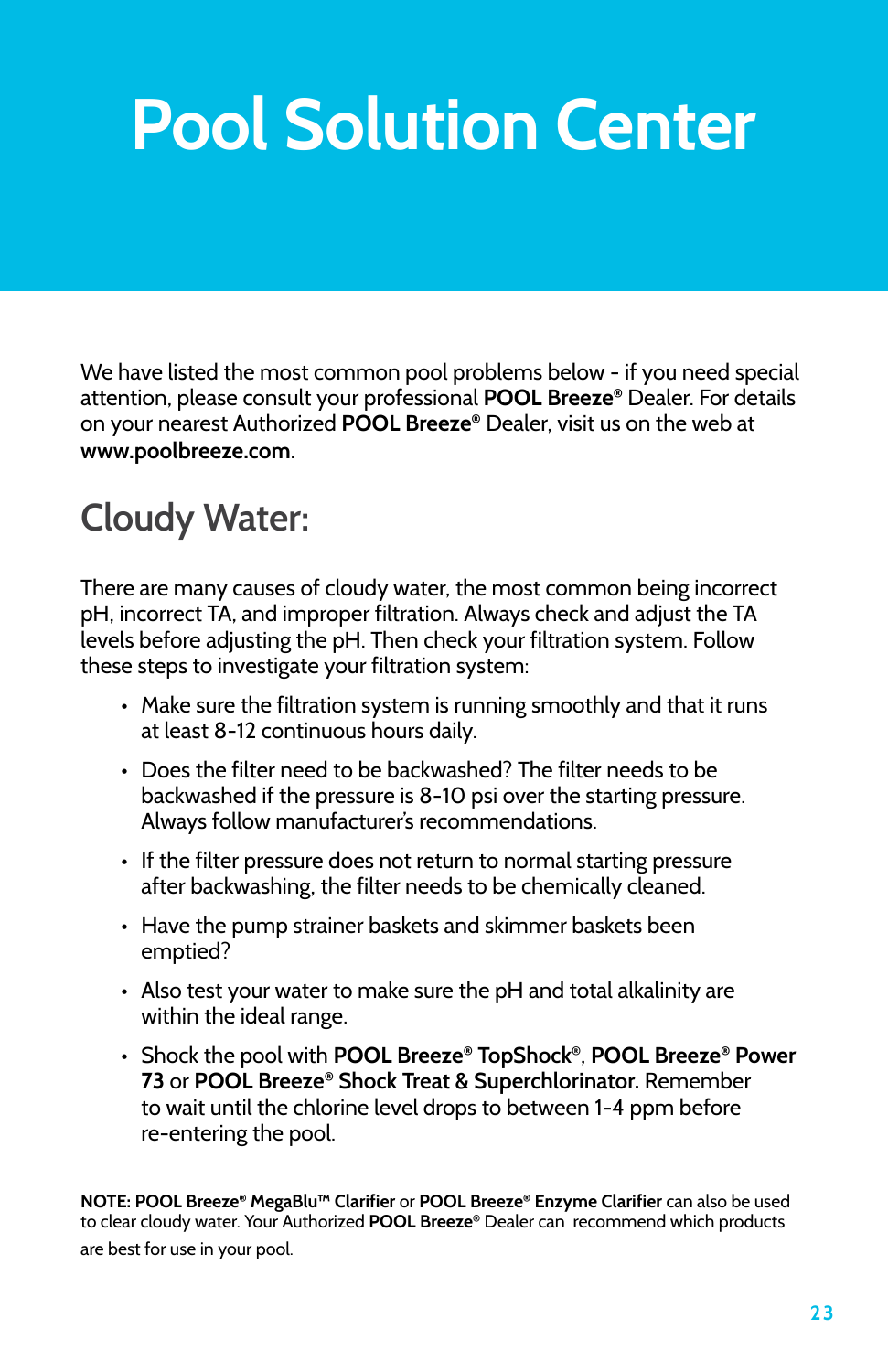# Pool Solution Center

We have listed the most common pool problems below - if you need special attention, please consult your professional **POOL Breeze®** Dealer. For details on your nearest Authorized **POOL Breeze®** Dealer, visit us on the web at **www.poolbreeze.com**.

## Cloudy Water:

There are many causes of cloudy water, the most common being incorrect pH, incorrect TA, and improper filtration. Always check and adjust the TA levels before adjusting the pH. Then check your filtration system. Follow these steps to investigate your filtration system:

- Make sure the filtration system is running smoothly and that it runs at least 8-12 continuous hours daily.
- Does the filter need to be backwashed? The filter needs to be backwashed if the pressure is 8-10 psi over the starting pressure. Always follow manufacturer's recommendations.
- If the filter pressure does not return to normal starting pressure after backwashing, the filter needs to be chemically cleaned.
- Have the pump strainer baskets and skimmer baskets been emptied?
- Also test your water to make sure the pH and total alkalinity are within the ideal range.
- Shock the pool with **POOL Breeze® TopShock®**, **POOL Breeze® Power 73** or **POOL Breeze® Shock Treat & Superchlorinator.** Remember to wait until the chlorine level drops to between 1-4 ppm before re-entering the pool.

**NOTE: POOL Breeze® MegaBlu™ Clarifier** or **POOL Breeze® Enzyme Clarifier** can also be used to clear cloudy water. Your Authorized **POOL Breeze®** Dealer can recommend which products are best for use in your pool.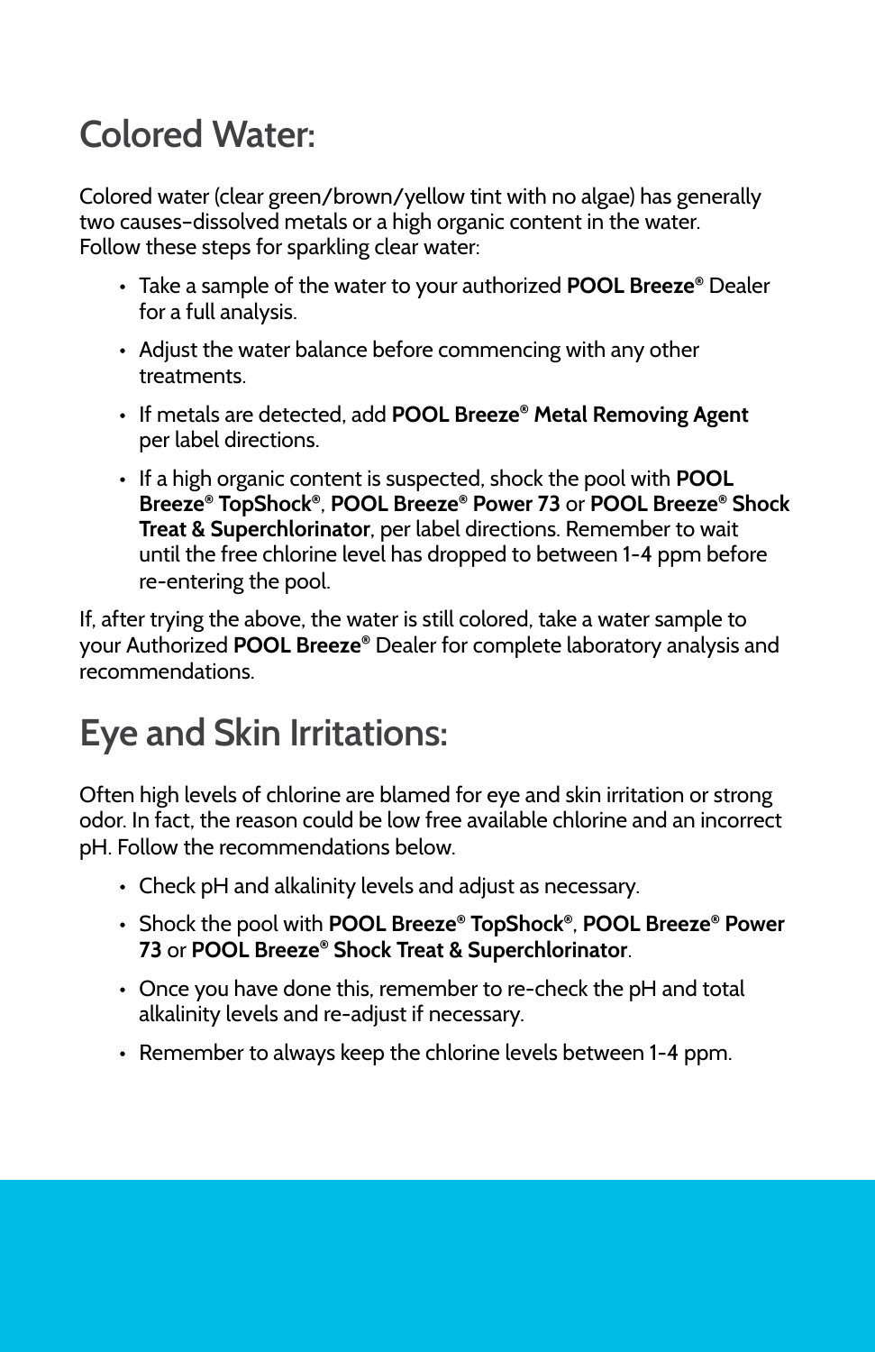## Colored Water:

Colored water (clear green/brown/yellow tint with no algae) has generally two causes–dissolved metals or a high organic content in the water. Follow these steps for sparkling clear water:

- Take a sample of the water to your authorized **POOL Breeze®** Dealer for a full analysis.
- Adjust the water balance before commencing with any other treatments.
- If metals are detected, add **POOL Breeze® Metal Removing Agent** per label directions.
- If a high organic content is suspected, shock the pool with **POOL Breeze® TopShock®**, **POOL Breeze® Power 73** or **POOL Breeze® Shock Treat & Superchlorinator**, per label directions. Remember to wait until the free chlorine level has dropped to between 1-4 ppm before re-entering the pool.

If, after trying the above, the water is still colored, take a water sample to your Authorized **POOL Breeze®** Dealer for complete laboratory analysis and recommendations.

## Eye and Skin Irritations:

Often high levels of chlorine are blamed for eye and skin irritation or strong odor. In fact, the reason could be low free available chlorine and an incorrect pH. Follow the recommendations below.

- Check pH and alkalinity levels and adjust as necessary.
- Shock the pool with **POOL Breeze® TopShock®**, **POOL Breeze® Power 73** or **POOL Breeze® Shock Treat & Superchlorinator**.
- Once you have done this, remember to re-check the pH and total alkalinity levels and re-adjust if necessary.
- Remember to always keep the chlorine levels between 1-4 ppm.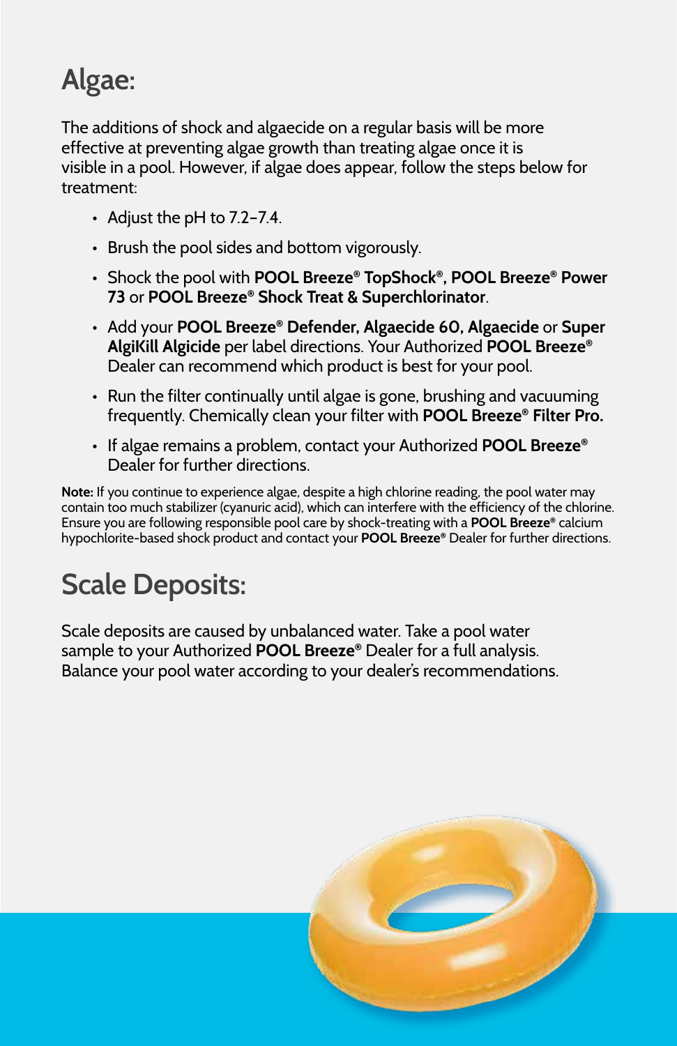## Algae:

The additions of shock and algaecide on a regular basis will be more effective at preventing algae growth than treating algae once it is visible in a pool. However, if algae does appear, follow the steps below for treatment:

- Adjust the pH to 7.2–7.4.
- Brush the pool sides and bottom vigorously.
- Shock the pool with **POOL Breeze® TopShock®, POOL Breeze® Power 73** or **POOL Breeze® Shock Treat & Superchlorinator**.
- Add your **POOL Breeze® Defender, Algaecide 60, Algaecide** or **Super AlgiKill Algicide** per label directions. Your Authorized **POOL Breeze®** Dealer can recommend which product is best for your pool.
- Run the filter continually until algae is gone, brushing and vacuuming frequently. Chemically clean your filter with **POOL Breeze® Filter Pro.**
- If algae remains a problem, contact your Authorized **POOL Breeze®** Dealer for further directions.

**Note:** If you continue to experience algae, despite a high chlorine reading, the pool water may contain too much stabilizer (cyanuric acid), which can interfere with the efficiency of the chlorine. Ensure you are following responsible pool care by shock-treating with a **POOL Breeze®** calcium hypochlorite-based shock product and contact your **POOL Breeze®** Dealer for further directions.

## Scale Deposits:

Scale deposits are caused by unbalanced water. Take a pool water sample to your Authorized **POOL Breeze®** Dealer for a full analysis. Balance your pool water according to your dealer's recommendations.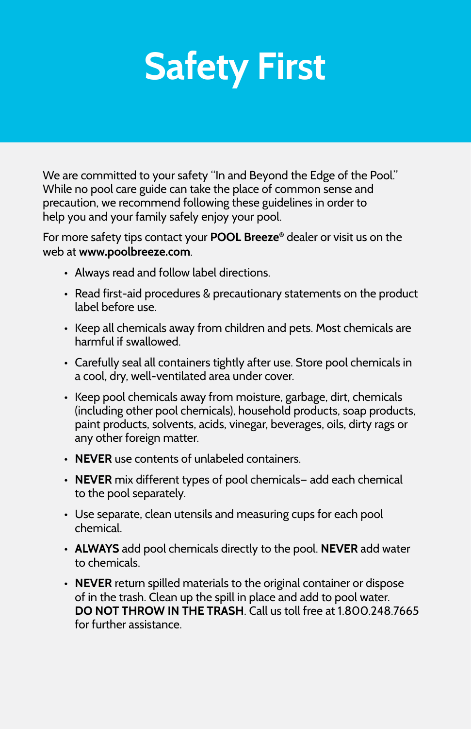# Safety First

We are committed to your safety "In and Beyond the Edge of the Pool." While no pool care guide can take the place of common sense and precaution, we recommend following these guidelines in order to help you and your family safely enjoy your pool.

For more safety tips contact your **POOL Breeze®** dealer or visit us on the web at **www.poolbreeze.com**.

- Always read and follow label directions.
- Read first-aid procedures & precautionary statements on the product label before use.
- Keep all chemicals away from children and pets. Most chemicals are harmful if swallowed.
- Carefully seal all containers tightly after use. Store pool chemicals in a cool, dry, well-ventilated area under cover.
- Keep pool chemicals away from moisture, garbage, dirt, chemicals (including other pool chemicals), household products, soap products, paint products, solvents, acids, vinegar, beverages, oils, dirty rags or any other foreign matter.
- **NEVER** use contents of unlabeled containers.
- **NEVER** mix different types of pool chemicals– add each chemical to the pool separately.
- Use separate, clean utensils and measuring cups for each pool chemical.
- **ALWAYS** add pool chemicals directly to the pool. **NEVER** add water to chemicals.
- **NEVER** return spilled materials to the original container or dispose of in the trash. Clean up the spill in place and add to pool water. **DO NOT THROW IN THE TRASH**. Call us toll free at 1.800.248.7665 for further assistance.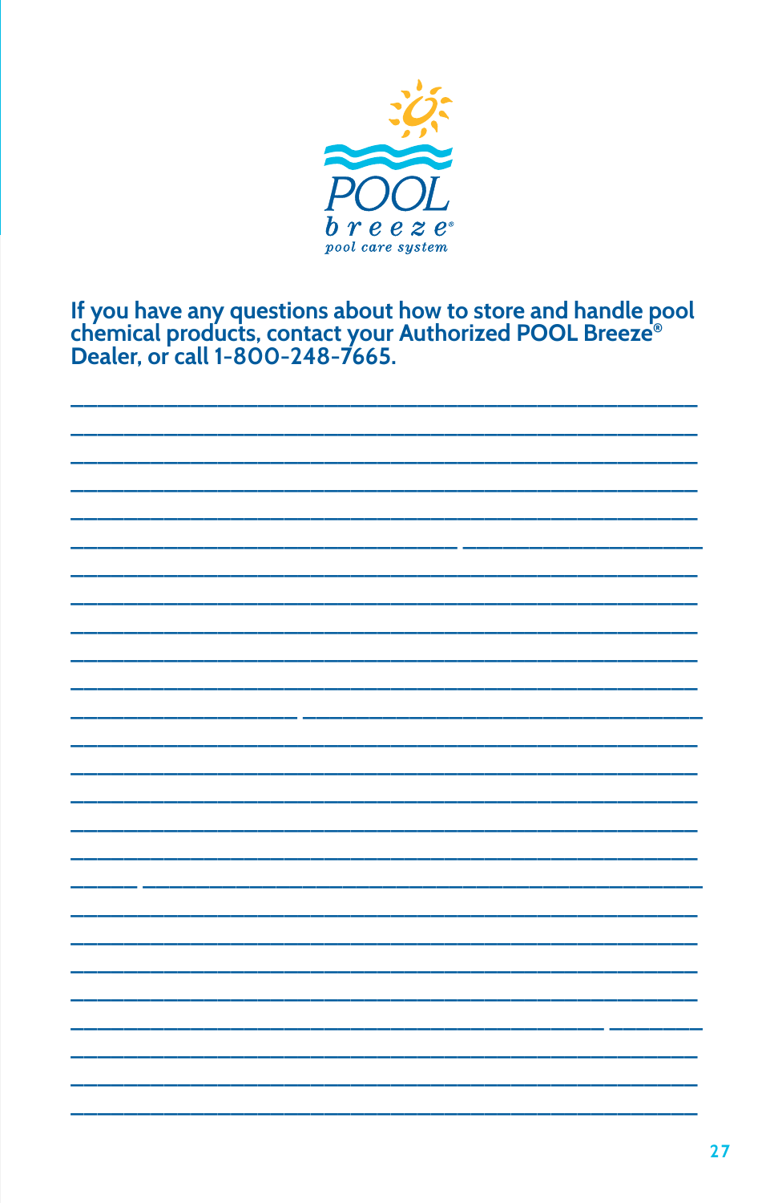POOL breeze® pool care system

**If you have any questions about how to store and handle pool chemical products, contact your Authorized POOL Breeze® Dealer, or call 1-800-248-7665.**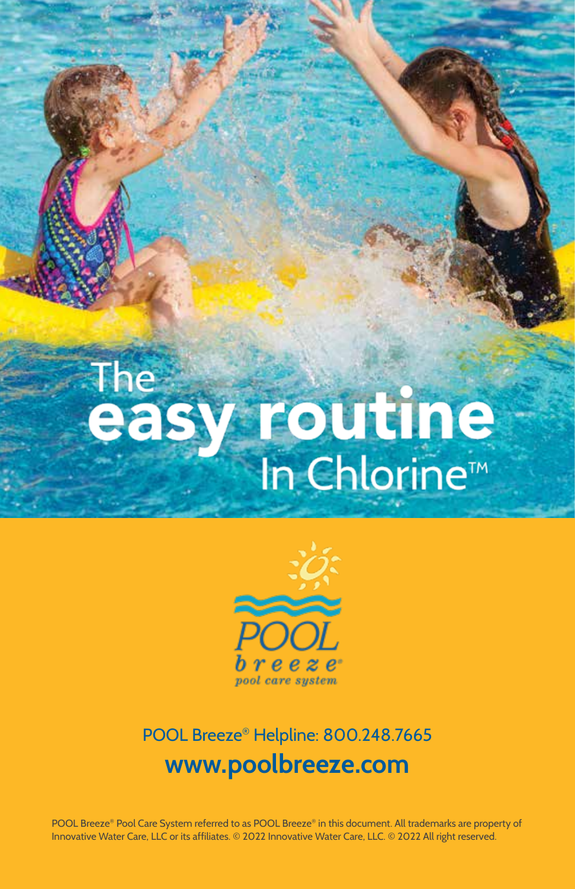# The easy routine In Chlorine™

POOL breeze® pool care system

POOL Breeze® Helpline: 800.248.7665

**www.poolbreeze.com**

POOL Breeze® Pool Care System referred to as POOL Breeze® in this document. All trademarks are property of Innovative Water Care, LLC or its affiliates. © 2022 Innovative Water Care, LLC. © 2022 All right reserved.